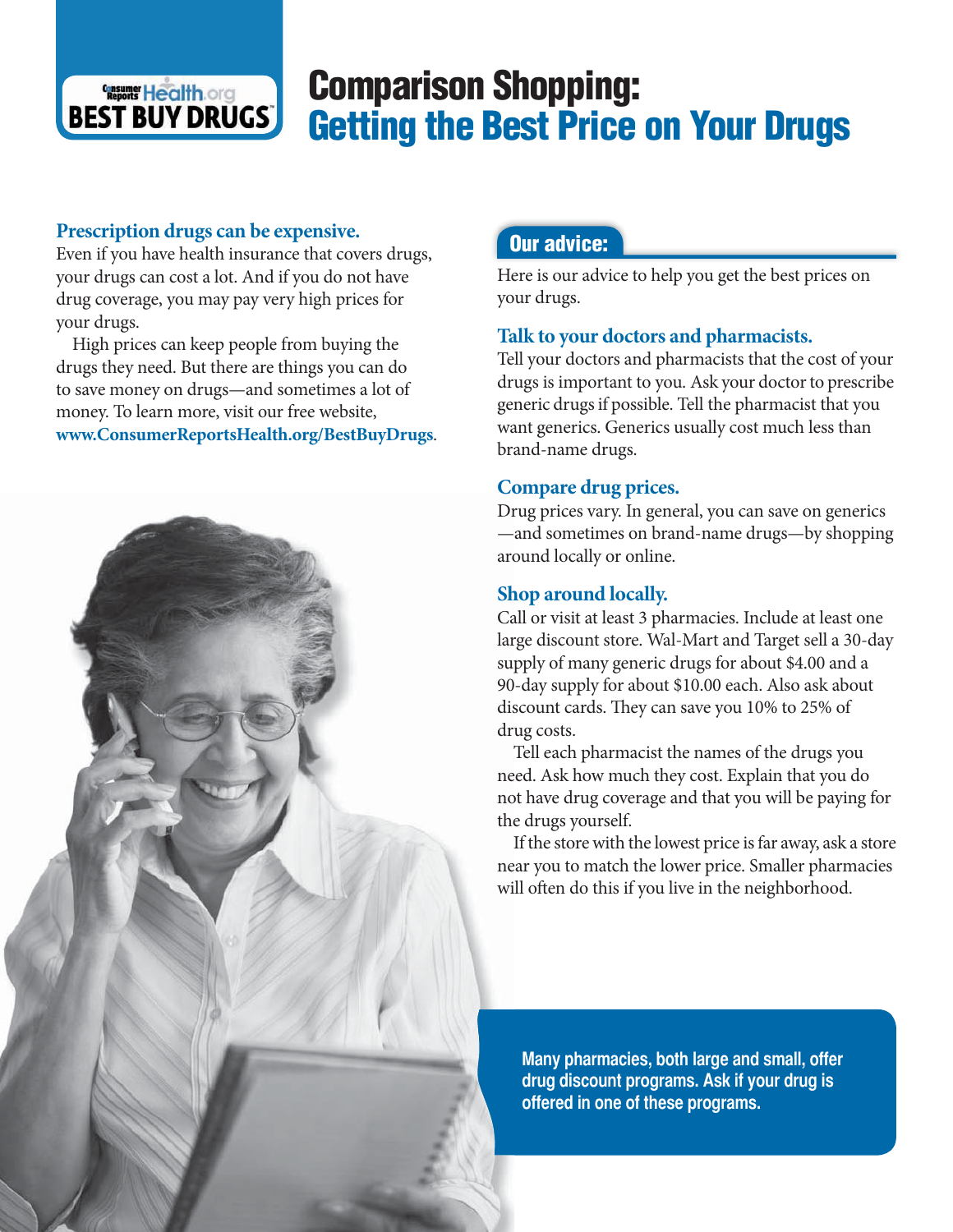Consumer Reports Health.org **BEST BUY DRUGS**™

# Comparison Shopping: Getting the Best Price on Your Drugs

### Prescription drugs can be expensive.

Even if you have health insurance that covers drugs, your drugs can cost a lot. And if you do not have drug coverage, you may pay very high prices for your drugs.

High prices can keep people from buying the drugs they need. But there are things you can do to save money on drugs—and sometimes a lot of money. To learn more, visit our free website, **www.ConsumerReportsHealth.org/BestBuyDrugs**.

## Our advice:

Here is our advice to help you get the best prices on your drugs.

### Talk to your doctors and pharmacists.

Tell your doctors and pharmacists that the cost of your drugs is important to you. Ask your doctor to prescribe generic drugs if possible. Tell the pharmacist that you want generics. Generics usually cost much less than brand-name drugs.

### Compare drug prices.

Drug prices vary. In general, you can save on generics—and sometimes on brand-name drugs—by shopping around locally or online.

### Shop around locally.

Call or visit at least 3 pharmacies. Include at least one large discount store. Wal-Mart and Target sell a 30-day supply of many generic drugs for about $4.00 and a 90-day supply for about $10.00 each. Also ask about discount cards. They can save you 10% to 25% of drug costs.

Tell each pharmacist the names of the drugs you need. Ask how much they cost. Explain that you do not have drug coverage and that you will be paying for the drugs yourself.

If the store with the lowest price is far away, ask a store near you to match the lower price. Smaller pharmacies will often do this if you live in the neighborhood.

**Many pharmacies, both large and small, offer drug discount programs. Ask if your drug is offered in one of these programs.**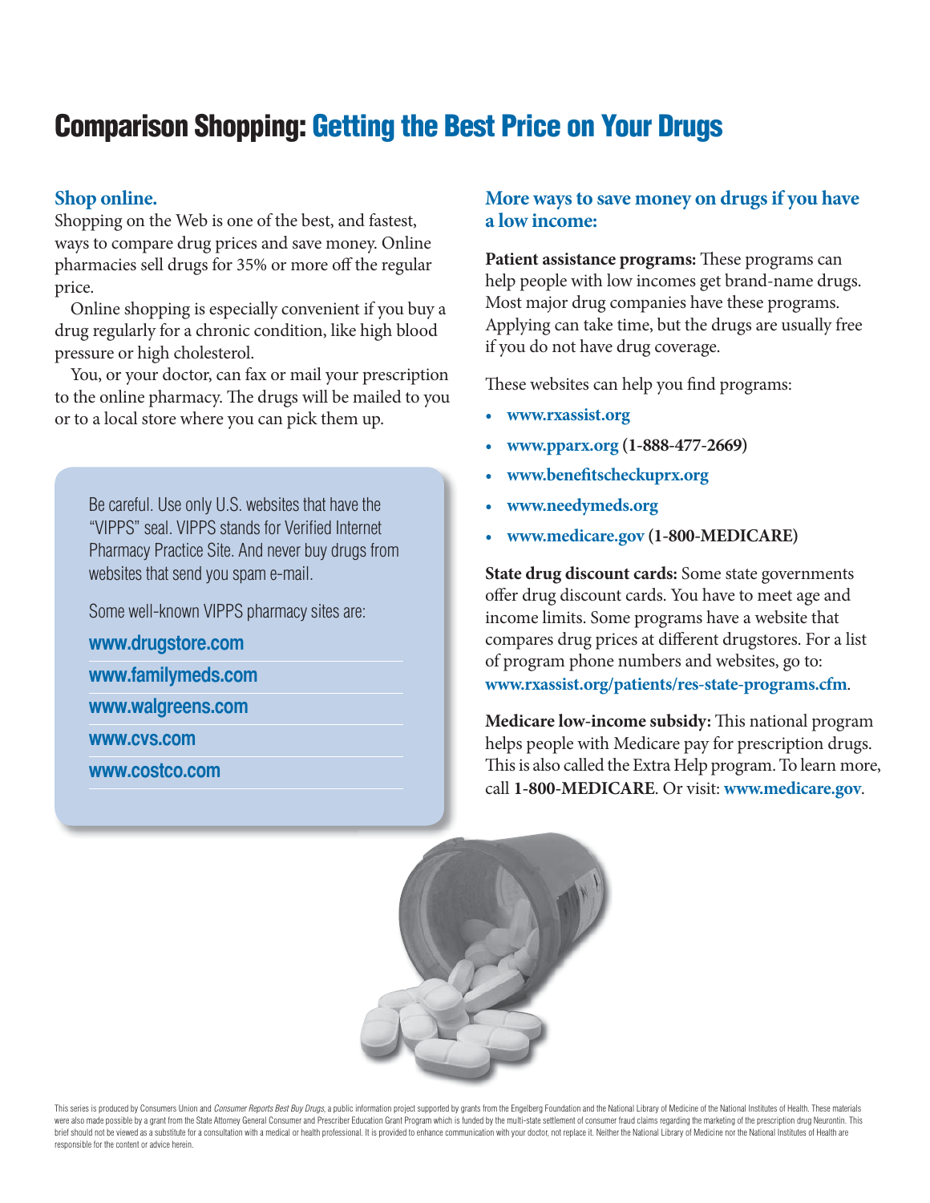# Comparison Shopping: Getting the Best Price on Your Drugs

## Shop online.

Shopping on the Web is one of the best, and fastest, ways to compare drug prices and save money. Online pharmacies sell drugs for 35% or more off the regular price.

Online shopping is especially convenient if you buy a drug regularly for a chronic condition, like high blood pressure or high cholesterol.

You, or your doctor, can fax or mail your prescription to the online pharmacy. The drugs will be mailed to you or to a local store where you can pick them up.

> Be careful. Use only U.S. websites that have the "VIPPS" seal. VIPPS stands for Verified Internet Pharmacy Practice Site. And never buy drugs from websites that send you spam e-mail.
>
> Some well-known VIPPS pharmacy sites are:
>
> **www.drugstore.com**
>
> **www.familymeds.com**
>
> **www.walgreens.com**
>
> **www.cvs.com**
>
> **www.costco.com**

## More ways to save money on drugs if you have a low income:

**Patient assistance programs:** These programs can help people with low incomes get brand-name drugs. Most major drug companies have these programs. Applying can take time, but the drugs are usually free if you do not have drug coverage.

These websites can help you find programs:

- **www.rxassist.org**
- **www.pparx.org (1-888-477-2669)**
- **www.benefitscheckuprx.org**
- **www.needymeds.org**
- **www.medicare.gov (1-800-MEDICARE)**

**State drug discount cards:** Some state governments offer drug discount cards. You have to meet age and income limits. Some programs have a website that compares drug prices at different drugstores. For a list of program phone numbers and websites, go to: **www.rxassist.org/patients/res-state-programs.cfm**.

**Medicare low-income subsidy:** This national program helps people with Medicare pay for prescription drugs. This is also called the Extra Help program. To learn more, call **1-800-MEDICARE**. Or visit: **www.medicare.gov**.

This series is produced by Consumers Union and *Consumer Reports Best Buy Drugs*, a public information project supported by grants from the Engelberg Foundation and the National Library of Medicine of the National Institutes of Health. These materials were also made possible by a grant from the State Attorney General Consumer and Prescriber Education Grant Program which is funded by the multi-state settlement of consumer fraud claims regarding the marketing of the prescription drug Neurontin. This brief should not be viewed as a substitute for a consultation with a medical or health professional. It is provided to enhance communication with your doctor, not replace it. Neither the National Library of Medicine nor the National Institutes of Health are responsible for the content or advice herein.